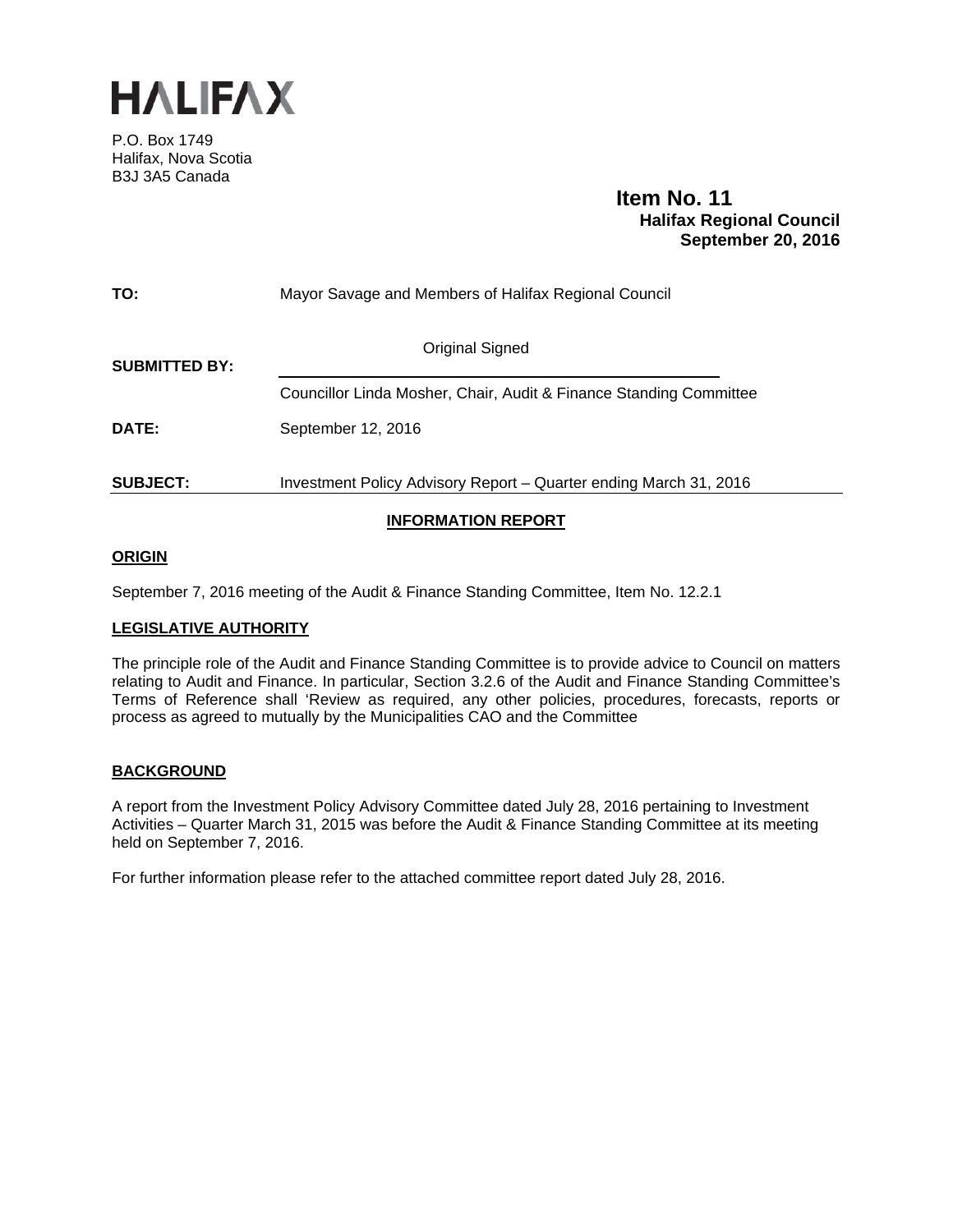# HALIFAX

P.O. Box 1749
Halifax, Nova Scotia
B3J 3A5 Canada

**Item No. 11**
**Halifax Regional Council**
**September 20, 2016**

**TO:** Mayor Savage and Members of Halifax Regional Council

**SUBMITTED BY:** Original Signed

Councillor Linda Mosher, Chair, Audit & Finance Standing Committee

**DATE:** September 12, 2016

**SUBJECT:** Investment Policy Advisory Report – Quarter ending March 31, 2016

## INFORMATION REPORT

### ORIGIN

September 7, 2016 meeting of the Audit & Finance Standing Committee, Item No. 12.2.1

### LEGISLATIVE AUTHORITY

The principle role of the Audit and Finance Standing Committee is to provide advice to Council on matters relating to Audit and Finance. In particular, Section 3.2.6 of the Audit and Finance Standing Committee's Terms of Reference shall 'Review as required, any other policies, procedures, forecasts, reports or process as agreed to mutually by the Municipalities CAO and the Committee

### BACKGROUND

A report from the Investment Policy Advisory Committee dated July 28, 2016 pertaining to Investment Activities – Quarter March 31, 2015 was before the Audit & Finance Standing Committee at its meeting held on September 7, 2016.

For further information please refer to the attached committee report dated July 28, 2016.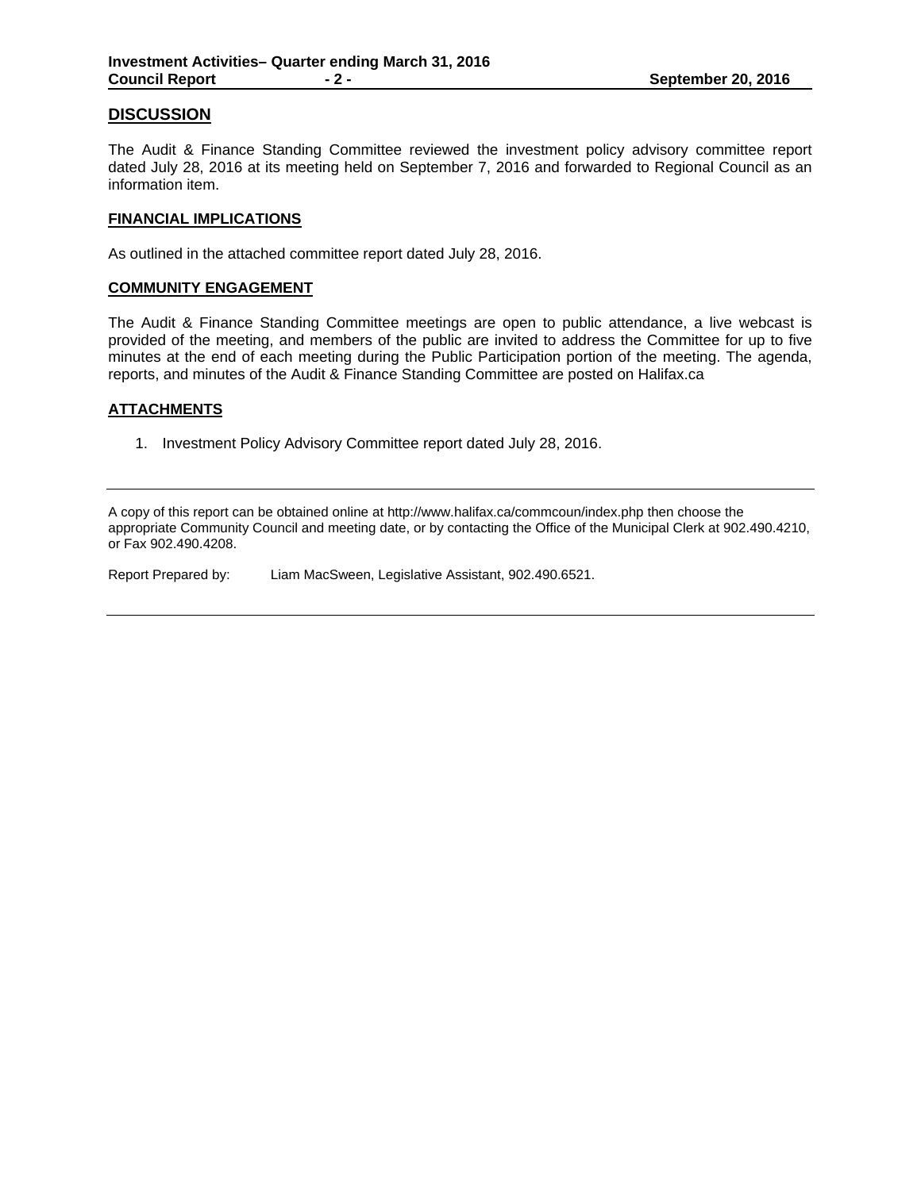## DISCUSSION

The Audit & Finance Standing Committee reviewed the investment policy advisory committee report dated July 28, 2016 at its meeting held on September 7, 2016 and forwarded to Regional Council as an information item.

## FINANCIAL IMPLICATIONS

As outlined in the attached committee report dated July 28, 2016.

## COMMUNITY ENGAGEMENT

The Audit & Finance Standing Committee meetings are open to public attendance, a live webcast is provided of the meeting, and members of the public are invited to address the Committee for up to five minutes at the end of each meeting during the Public Participation portion of the meeting. The agenda, reports, and minutes of the Audit & Finance Standing Committee are posted on Halifax.ca

## ATTACHMENTS

1. Investment Policy Advisory Committee report dated July 28, 2016.

---

A copy of this report can be obtained online at http://www.halifax.ca/commcoun/index.php then choose the appropriate Community Council and meeting date, or by contacting the Office of the Municipal Clerk at 902.490.4210, or Fax 902.490.4208.

Report Prepared by: Liam MacSween, Legislative Assistant, 902.490.6521.

---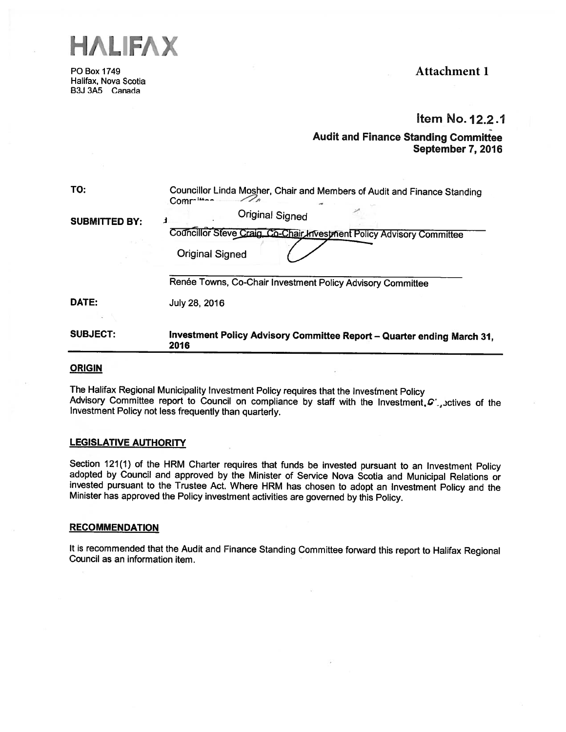# HALIFAX

PO Box 1749
Halifax, Nova Scotia
B3J 3A5 Canada

**Attachment 1**

**Item No. 12.2.1**

**Audit and Finance Standing Committee**
**September 7, 2016**

| | |
|---|---|
| **TO:** | Councillor Linda Mosher, Chair and Members of Audit and Finance Standing Committee |
| **SUBMITTED BY:** | Original Signed<br>Councillor Steve Craig, Co-Chair Investment Policy Advisory Committee<br><br>Original Signed<br>Renée Towns, Co-Chair Investment Policy Advisory Committee |
| **DATE:** | July 28, 2016 |
| **SUBJECT:** | **Investment Policy Advisory Committee Report – Quarter ending March 31, 2016** |

## ORIGIN

The Halifax Regional Municipality Investment Policy requires that the Investment Policy Advisory Committee report to Council on compliance by staff with the Investment Objectives of the Investment Policy not less frequently than quarterly.

## LEGISLATIVE AUTHORITY

Section 121(1) of the HRM Charter requires that funds be invested pursuant to an Investment Policy adopted by Council and approved by the Minister of Service Nova Scotia and Municipal Relations or invested pursuant to the Trustee Act. Where HRM has chosen to adopt an Investment Policy and the Minister has approved the Policy investment activities are governed by this Policy.

## RECOMMENDATION

It is recommended that the Audit and Finance Standing Committee forward this report to Halifax Regional Council as an information item.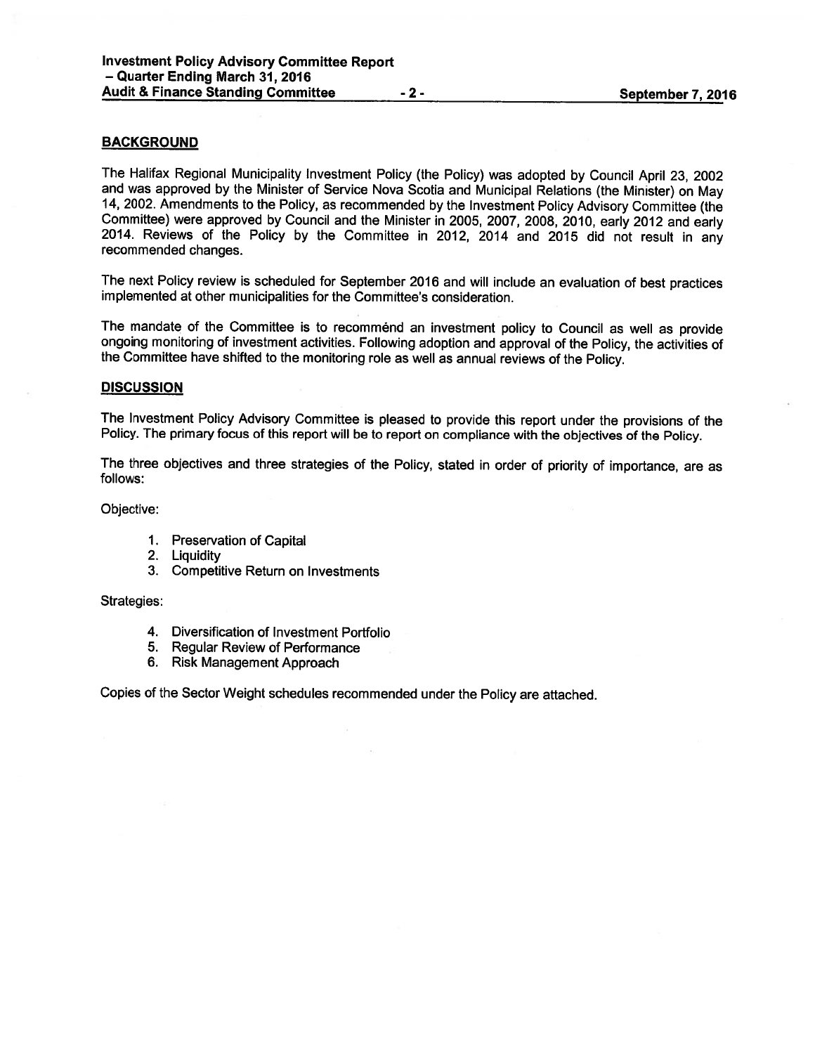## BACKGROUND

The Halifax Regional Municipality Investment Policy (the Policy) was adopted by Council April 23, 2002 and was approved by the Minister of Service Nova Scotia and Municipal Relations (the Minister) on May 14, 2002. Amendments to the Policy, as recommended by the Investment Policy Advisory Committee (the Committee) were approved by Council and the Minister in 2005, 2007, 2008, 2010, early 2012 and early 2014. Reviews of the Policy by the Committee in 2012, 2014 and 2015 did not result in any recommended changes.

The next Policy review is scheduled for September 2016 and will include an evaluation of best practices implemented at other municipalities for the Committee's consideration.

The mandate of the Committee is to recommend an investment policy to Council as well as provide ongoing monitoring of investment activities. Following adoption and approval of the Policy, the activities of the Committee have shifted to the monitoring role as well as annual reviews of the Policy.

## DISCUSSION

The Investment Policy Advisory Committee is pleased to provide this report under the provisions of the Policy. The primary focus of this report will be to report on compliance with the objectives of the Policy.

The three objectives and three strategies of the Policy, stated in order of priority of importance, are as follows:

Objective:

1. Preservation of Capital
2. Liquidity
3. Competitive Return on Investments

Strategies:

4. Diversification of Investment Portfolio
5. Regular Review of Performance
6. Risk Management Approach

Copies of the Sector Weight schedules recommended under the Policy are attached.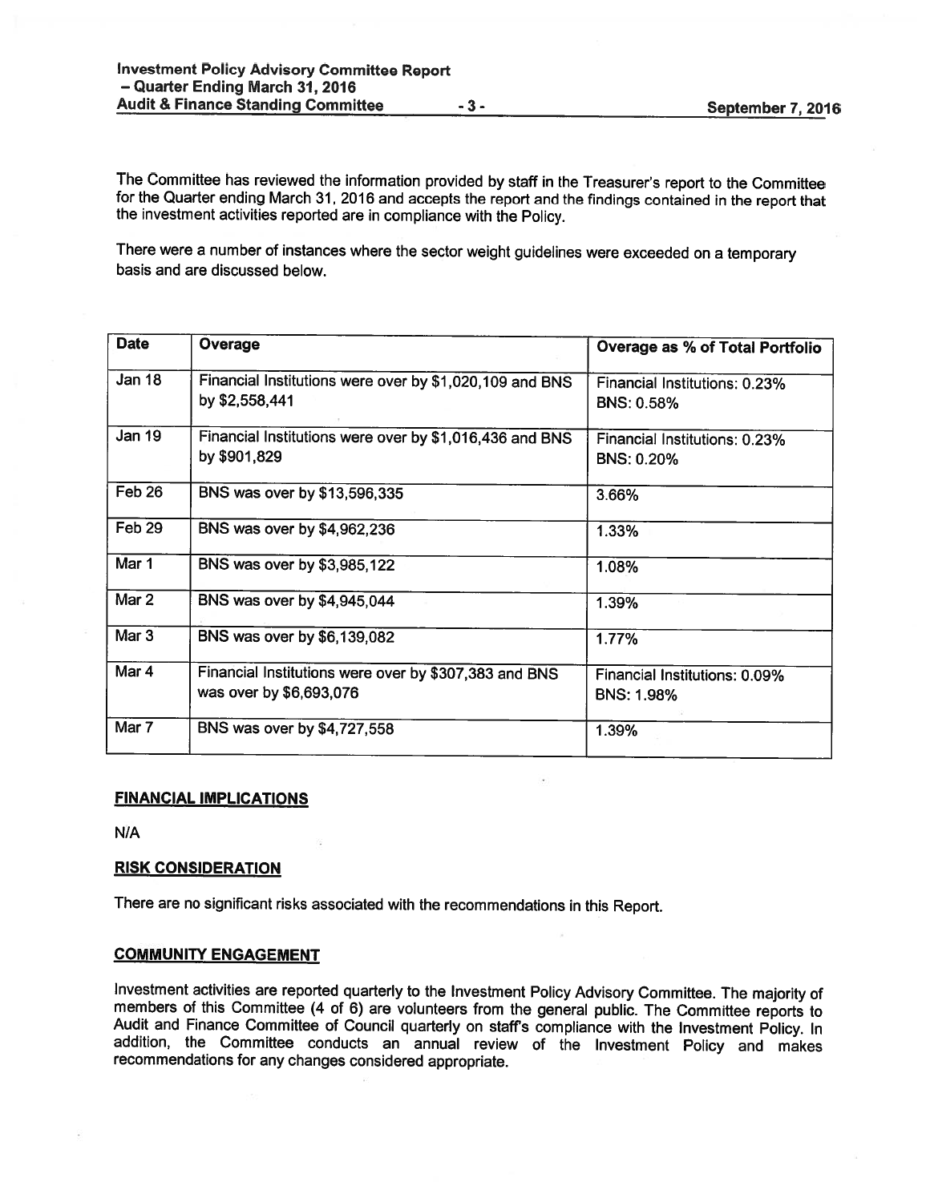The Committee has reviewed the information provided by staff in the Treasurer's report to the Committee for the Quarter ending March 31, 2016 and accepts the report and the findings contained in the report that the investment activities reported are in compliance with the Policy.

There were a number of instances where the sector weight guidelines were exceeded on a temporary basis and are discussed below.

| Date | Overage | Overage as % of Total Portfolio |
|---|---|---|
| Jan 18 | Financial Institutions were over by $1,020,109 and BNS by $2,558,441 | Financial Institutions: 0.23%<br>BNS: 0.58% |
| Jan 19 | Financial Institutions were over by $1,016,436 and BNS by $901,829 | Financial Institutions: 0.23%<br>BNS: 0.20% |
| Feb 26 | BNS was over by $13,596,335 | 3.66% |
| Feb 29 | BNS was over by $4,962,236 | 1.33% |
| Mar 1 | BNS was over by $3,985,122 | 1.08% |
| Mar 2 | BNS was over by $4,945,044 | 1.39% |
| Mar 3 | BNS was over by $6,139,082 | 1.77% |
| Mar 4 | Financial Institutions were over by $307,383 and BNS was over by $6,693,076 | Financial Institutions: 0.09%<br>BNS: 1.98% |
| Mar 7 | BNS was over by $4,727,558 | 1.39% |

## FINANCIAL IMPLICATIONS

N/A

## RISK CONSIDERATION

There are no significant risks associated with the recommendations in this Report.

## COMMUNITY ENGAGEMENT

Investment activities are reported quarterly to the Investment Policy Advisory Committee. The majority of members of this Committee (4 of 6) are volunteers from the general public. The Committee reports to Audit and Finance Committee of Council quarterly on staff's compliance with the Investment Policy. In addition, the Committee conducts an annual review of the Investment Policy and makes recommendations for any changes considered appropriate.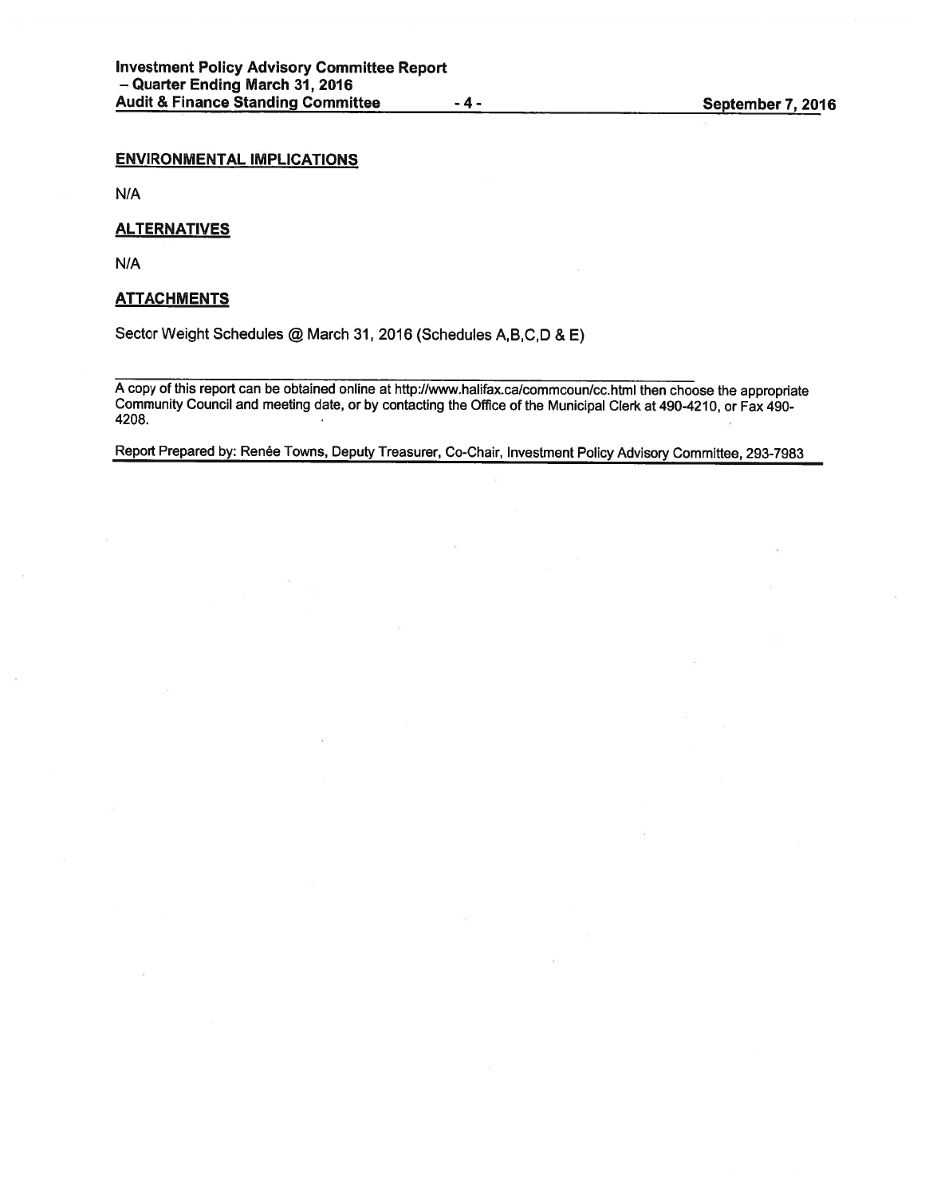## ENVIRONMENTAL IMPLICATIONS

N/A

## ALTERNATIVES

N/A

## ATTACHMENTS

Sector Weight Schedules @ March 31, 2016 (Schedules A,B,C,D & E)

---

A copy of this report can be obtained online at http://www.halifax.ca/commcoun/cc.html then choose the appropriate Community Council and meeting date, or by contacting the Office of the Municipal Clerk at 490-4210, or Fax 490-4208.

Report Prepared by: Renée Towns, Deputy Treasurer, Co-Chair, Investment Policy Advisory Committee, 293-7983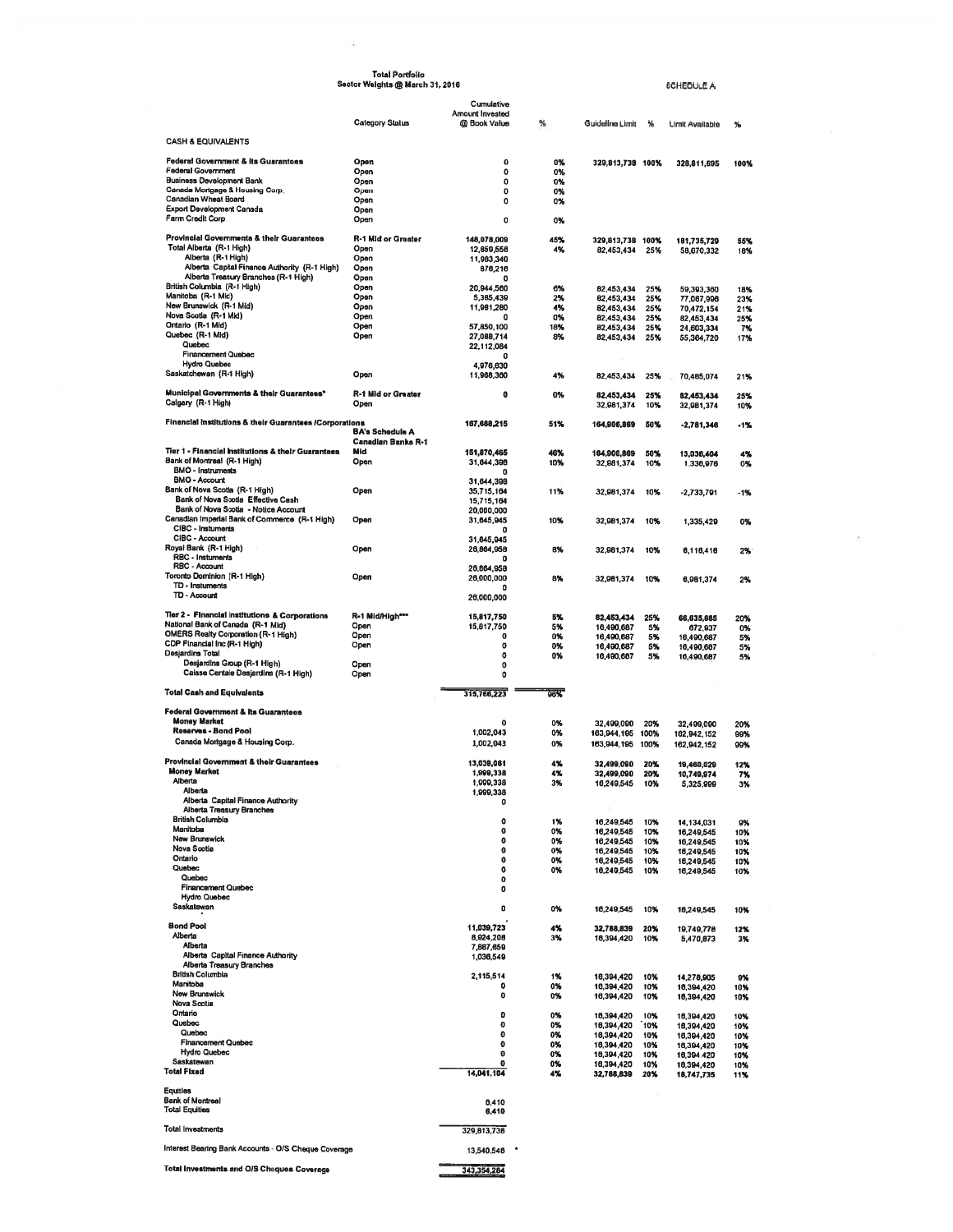# Total Portfolio
## Sector Weights @ March 31, 2016

SCHEDULE A

| | Category Status | Cumulative Amount Invested @ Book Value | % | Guideline Limit | % | Limit Available | % |
|---|---|---|---|---|---|---|---|
| **CASH & EQUIVALENTS** | | | | | | | |
| **Federal Government & its Guarantees** | Open | 0 | 0% | 329,813,738 | 100% | 329,811,695 | 100% |
| Federal Government | Open | 0 | 0% | | | | |
| Business Development Bank | Open | 0 | 0% | | | | |
| Canada Mortgage & Housing Corp. | Open | 0 | 0% | | | | |
| Canadian Wheat Board | Open | 0 | 0% | | | | |
| Export Development Canada | Open | | | | | | |
| Farm Credit Corp | Open | 0 | 0% | | | | |
| **Provincial Governments & their Guarantees** | R-1 Mid or Greater | 148,078,009 | 45% | 329,813,738 | 100% | 181,735,729 | 55% |
| Total Alberta (R-1 High) | Open | 12,659,556 | 4% | 82,453,434 | 25% | 69,670,332 | 16% |
| Alberta (R-1 High) | Open | 11,983,340 | | | | | |
| Alberta Capital Finance Authority (R-1 High) | Open | 676,216 | | | | | |
| Alberta Treasury Branches (R-1 High) | Open | 0 | | | | | |
| British Columbia (R-1 High) | Open | 20,944,560 | 6% | 82,453,434 | 25% | 59,393,360 | 18% |
| Manitoba (R-1 Mid) | Open | 5,385,439 | 2% | 82,453,434 | 25% | 77,067,996 | 23% |
| New Brunswick (R-1 Mid) | Open | 11,981,280 | 4% | 82,453,434 | 25% | 70,472,154 | 21% |
| Nova Scotia (R-1 Mid) | Open | 0 | 0% | 82,453,434 | 25% | 82,453,434 | 25% |
| Ontario (R-1 Mid) | Open | 57,850,100 | 18% | 82,453,434 | 25% | 24,603,334 | 7% |
| Quebec (R-1 Mid) | Open | 27,088,714 | 8% | 82,453,434 | 25% | 55,364,720 | 17% |
| Quebec | | 22,112,084 | | | | | |
| Financement Quebec | | 0 | | | | | |
| Hydro Quebec | | 4,976,630 | | | | | |
| Saskatchewan (R-1 High) | Open | 11,988,360 | 4% | 82,453,434 | 25% | 70,465,074 | 21% |
| **Municipal Governments & their Guarantees*** | R-1 Mid or Greater | 0 | 0% | 82,453,434 | 25% | 82,453,434 | 25% |
| Calgary (R-1 High) | Open | | | 32,981,374 | 10% | 32,981,374 | 10% |
| **Financial Institutions & their Guarantees /Corporations** | BA's Schedule A Canadian Banks R-1 | 167,688,215 | 51% | 164,906,869 | 50% | -2,781,346 | -1% |
| **Tier 1 - Financial Institutions & their Guarantees** | Mid | 151,870,465 | 46% | 164,906,869 | 50% | 13,036,404 | 4% |
| Bank of Montreal (R-1 High) | Open | 31,644,398 | 10% | 32,981,374 | 10% | 1,336,976 | 0% |
| BMO - Instruments | | 0 | | | | | |
| BMO - Account | | 31,644,398 | | | | | |
| Bank of Nova Scotia (R-1 High) | Open | 35,715,164 | 11% | 32,981,374 | 10% | -2,733,791 | -1% |
| Bank of Nova Scotia Effective Cash | | 15,715,164 | | | | | |
| Bank of Nova Scotia - Notice Account | | 20,000,000 | | | | | |
| Canadian Imperial Bank of Commerce (R-1 High) | Open | 31,645,945 | 10% | 32,981,374 | 10% | 1,335,429 | 0% |
| CIBC - Instuments | | 0 | | | | | |
| CIBC - Account | | 31,645,945 | | | | | |
| Royal Bank (R-1 High) | Open | 26,864,958 | 8% | 32,981,374 | 10% | 6,116,416 | 2% |
| RBC - Instuments | | 0 | | | | | |
| RBC - Account | | 26,864,958 | | | | | |
| Toronto Dominion (R-1 High) | Open | 26,000,000 | 8% | 32,981,374 | 10% | 6,981,374 | 2% |
| TD - Instuments | | 0 | | | | | |
| TD - Account | | 26,000,000 | | | | | |
| **Tier 2 - Financial Institutions & Corporations** | R-1 Mid/High*** | 15,817,750 | 5% | 82,453,434 | 25% | 66,635,685 | 20% |
| National Bank of Canada (R-1 Mid) | Open | 15,817,750 | 5% | 16,490,687 | 5% | 672,937 | 0% |
| OMERS Realty Corporation (R-1 High) | Open | 0 | 0% | 16,490,687 | 5% | 16,490,687 | 5% |
| CDP Financial Inc (R-1 High) | Open | 0 | 0% | 16,490,687 | 5% | 16,490,687 | 5% |
| Desjardins Total | | 0 | 0% | 16,490,687 | 5% | 16,490,687 | 5% |
| Desjardins Group (R-1 High) | Open | 0 | | | | | |
| Caisse Centale Desjardins (R-1 High) | Open | 0 | | | | | |
| **Total Cash and Equivalents** | | 315,766,223 | 96% | | | | |
| **Federal Government & its Guarantees** | | | | | | | |
| **Money Market** | | 0 | 0% | 32,499,090 | 20% | 32,499,090 | 20% |
| **Reserves - Bond Pool** | | 1,002,043 | 0% | 163,944,195 | 100% | 162,942,152 | 99% |
| Canada Mortgage & Housing Corp. | | 1,002,043 | 0% | 163,944,195 | 100% | 162,942,152 | 99% |
| **Provincial Government & their Guarantees** | | 13,039,061 | 4% | 32,499,090 | 20% | 19,460,029 | 12% |
| **Money Market** | | 1,999,338 | 4% | 32,499,090 | 20% | 10,749,974 | 7% |
| Alberta | | 1,999,338 | 3% | 16,249,545 | 10% | 5,325,999 | 3% |
| Alberta | | 1,999,338 | | | | | |
| Alberta Capital Finance Authority | | 0 | | | | | |
| Alberta Treasury Branches | | | | | | | |
| British Columbia | | 0 | 1% | 16,249,545 | 10% | 14,134,031 | 9% |
| Manitoba | | 0 | 0% | 16,249,545 | 10% | 16,249,545 | 10% |
| New Brunswick | | 0 | 0% | 16,249,545 | 10% | 16,249,545 | 10% |
| Nova Scotia | | 0 | 0% | 16,249,545 | 10% | 16,249,545 | 10% |
| Ontario | | 0 | 0% | 16,249,545 | 10% | 16,249,545 | 10% |
| Quebec | | 0 | 0% | 16,249,545 | 10% | 16,249,545 | 10% |
| Quebec | | 0 | | | | | |
| Financement Quebec | | 0 | | | | | |
| Hydro Quebec | | | | | | | |
| Saskatewan | | 0 | 0% | 16,249,545 | 10% | 16,249,545 | 10% |
| **Bond Pool** | | 11,039,723 | 4% | 32,788,839 | 20% | 19,749,778 | 12% |
| Alberta | | 8,924,208 | 3% | 16,394,420 | 10% | 5,470,873 | 3% |
| Alberta | | 7,887,659 | | | | | |
| Alberta Capital Finance Authority | | 1,036,549 | | | | | |
| Alberta Treasury Branches | | | | | | | |
| British Columbia | | 2,115,514 | 1% | 16,394,420 | 10% | 14,278,905 | 9% |
| Manitoba | | 0 | 0% | 16,394,420 | 10% | 16,394,420 | 10% |
| New Brunswick | | 0 | 0% | 16,394,420 | 10% | 16,394,420 | 10% |
| Nova Scotia | | | | | | | |
| Ontario | | 0 | 0% | 16,394,420 | 10% | 16,394,420 | 10% |
| Quebec | | 0 | 0% | 16,394,420 | 10% | 16,394,420 | 10% |
| Quebec | | 0 | 0% | 16,394,420 | 10% | 16,394,420 | 10% |
| Financement Quebec | | 0 | 0% | 16,394,420 | 10% | 16,394,420 | 10% |
| Hydro Quebec | | 0 | 0% | 16,394,420 | 10% | 16,394,420 | 10% |
| Saskatewan | | 0 | 0% | 16,394,420 | 10% | 16,394,420 | 10% |
| **Total Fixed** | | 14,041,104 | 4% | 32,788,839 | 20% | 18,747,735 | 11% |
| **Equities** | | | | | | | |
| Bank of Montreal | | 6,410 | | | | | |
| Total Equities | | 6,410 | | | | | |
| Total Investments | | 329,813,738 | | | | | |
| Interest Bearing Bank Accounts - O/S Cheque Coverage | | 13,540,546 * | | | | | |
| Total Investments and O/S Cheques Coverage | | 343,354,284 | | | | | |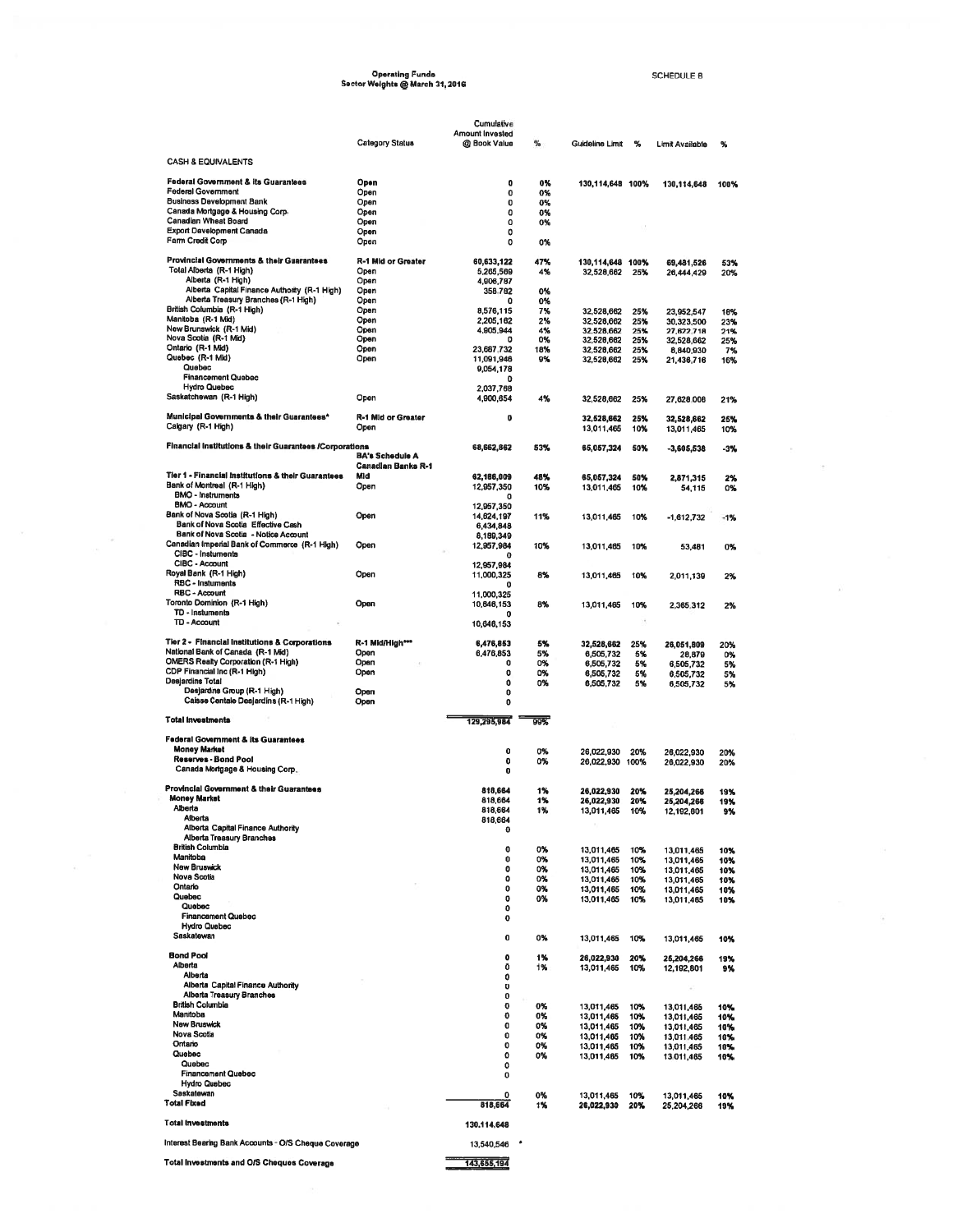# Operating Funds
## Sector Weights @ March 31, 2016

SCHEDULE B

| | Category Status | Cumulative Amount Invested @ Book Value | % | Guideline Limit | % | Limit Available | % |
|---|---|---|---|---|---|---|---|
| **CASH & EQUIVALENTS** | | | | | | | |
| **Federal Government & its Guarantees** | Open | 0 | 0% | 130,114,648 | 100% | 130,114,648 | 100% |
| Federal Government | Open | 0 | 0% | | | | |
| Business Development Bank | Open | 0 | 0% | | | | |
| Canada Mortgage & Housing Corp. | Open | 0 | 0% | | | | |
| Canadian Wheat Board | Open | 0 | 0% | | | | |
| Export Development Canada | Open | 0 | | | | | |
| Farm Credit Corp | Open | 0 | 0% | | | | |
| **Provincial Governments & their Guarantees** | R-1 Mid or Greater | 60,633,122 | 47% | 130,114,648 | 100% | 69,481,526 | 53% |
| Total Alberta (R-1 High) | Open | 5,265,569 | 4% | 32,528,662 | 25% | 26,444,429 | 20% |
| Alberta (R-1 High) | Open | 4,906,787 | | | | | |
| Alberta Capital Finance Authority (R-1 High) | Open | 358,782 | 0% | | | | |
| Alberta Treasury Branches (R-1 High) | Open | 0 | 0% | | | | |
| British Columbia (R-1 High) | Open | 8,576,115 | 7% | 32,528,662 | 25% | 23,952,547 | 18% |
| Manitoba (R-1 Mid) | Open | 2,205,162 | 2% | 32,528,662 | 25% | 30,323,500 | 23% |
| New Brunswick (R-1 Mid) | Open | 4,905,944 | 4% | 32,528,662 | 25% | 27,622,718 | 21% |
| Nova Scotia (R-1 Mid) | Open | 0 | 0% | 32,528,662 | 25% | 32,528,662 | 25% |
| Ontario (R-1 Mid) | Open | 23,687,732 | 18% | 32,528,662 | 25% | 8,840,930 | 7% |
| Quebec (R-1 Mid) | Open | 11,091,946 | 9% | 32,528,662 | 25% | 21,436,716 | 16% |
| Quebec | | 9,054,178 | | | | | |
| Financement Quebec | | 0 | | | | | |
| Hydro Quebec | | 2,037,768 | | | | | |
| Saskatchewan (R-1 High) | Open | 4,900,654 | 4% | 32,528,662 | 25% | 27,628,008 | 21% |
| **Municipal Governments & their Guarantees*** | R-1 Mid or Greater | 0 | | 32,528,662 | 25% | 32,528,662 | 25% |
| Calgary (R-1 High) | Open | | | 13,011,465 | 10% | 13,011,465 | 10% |
| **Financial Institutions & their Guarantees /Corporations** | BA's Schedule A Canadian Banks R-1 | 68,662,862 | 53% | 65,057,324 | 50% | -3,605,538 | -3% |
| **Tier 1 - Financial Institutions & their Guarantees** | Mid | 62,186,009 | 48% | 65,057,324 | 50% | 2,871,315 | 2% |
| Bank of Montreal (R-1 High) | Open | 12,957,350 | 10% | 13,011,465 | 10% | 54,115 | 0% |
| BMO - Instruments | | 0 | | | | | |
| BMO - Account | | 12,957,350 | | | | | |
| Bank of Nova Scotia (R-1 High) | Open | 14,624,197 | 11% | 13,011,465 | 10% | -1,612,732 | -1% |
| Bank of Nova Scotia Effective Cash | | 6,434,848 | | | | | |
| Bank of Nova Scotia - Notice Account | | 8,189,349 | | | | | |
| Canadian Imperial Bank of Commerce (R-1 High) | Open | 12,957,984 | 10% | 13,011,465 | 10% | 53,481 | 0% |
| CIBC - Instuments | | 0 | | | | | |
| CIBC - Account | | 12,957,984 | | | | | |
| Royal Bank (R-1 High) | Open | 11,000,325 | 8% | 13,011,465 | 10% | 2,011,139 | 2% |
| RBC - Instuments | | 0 | | | | | |
| RBC - Account | | 11,000,325 | | | | | |
| Toronto Dominion (R-1 High) | Open | 10,646,153 | 8% | 13,011,465 | 10% | 2,365,312 | 2% |
| TD - Instuments | | 0 | | | | | |
| TD - Account | | 10,646,153 | | | | | |
| **Tier 2 - Financial Institutions & Corporations** | R-1 Mid/High*** | 6,476,853 | 5% | 32,528,662 | 25% | 26,051,809 | 20% |
| National Bank of Canada (R-1 Mid) | Open | 6,476,853 | 5% | 6,505,732 | 5% | 28,879 | 0% |
| OMERS Realty Corporation (R-1 High) | Open | 0 | 0% | 6,505,732 | 5% | 6,505,732 | 5% |
| CDP Financial Inc (R-1 High) | Open | 0 | 0% | 6,505,732 | 5% | 6,505,732 | 5% |
| Desjardins Total | | 0 | 0% | 6,505,732 | 5% | 6,505,732 | 5% |
| Desjardins Group (R-1 High) | Open | 0 | | | | | |
| Caisse Centale Desjardins (R-1 High) | Open | 0 | | | | | |
| **Total Investments** | | 129,295,984 | 99% | | | | |
| **Federal Government & its Guarantees** | | | | | | | |
| **Money Market** | | 0 | 0% | 26,022,930 | 20% | 26,022,930 | 20% |
| **Reserves - Bond Pool** | | 0 | 0% | 26,022,930 | 100% | 26,022,930 | 20% |
| Canada Mortgage & Housing Corp. | | 0 | | | | | |
| **Provincial Government & their Guarantees** | | 818,664 | 1% | 26,022,930 | 20% | 25,204,266 | 19% |
| **Money Market** | | 818,664 | 1% | 26,022,930 | 20% | 25,204,266 | 19% |
| Alberta | | 818,664 | 1% | 13,011,465 | 10% | 12,192,801 | 9% |
| Alberta | | 818,664 | | | | | |
| Alberta Capital Finance Authority | | 0 | | | | | |
| Alberta Treasury Branches | | | | | | | |
| British Columbia | | 0 | 0% | 13,011,465 | 10% | 13,011,465 | 10% |
| Manitoba | | 0 | 0% | 13,011,465 | 10% | 13,011,465 | 10% |
| New Bruswick | | 0 | 0% | 13,011,465 | 10% | 13,011,465 | 10% |
| Nova Scotia | | 0 | 0% | 13,011,465 | 10% | 13,011,465 | 10% |
| Ontario | | 0 | 0% | 13,011,465 | 10% | 13,011,465 | 10% |
| Quebec | | 0 | 0% | 13,011,465 | 10% | 13,011,465 | 10% |
| Quebec | | 0 | | | | | |
| Financement Quebec | | 0 | | | | | |
| Hydro Quebec | | | | | | | |
| Saskatewan | | 0 | 0% | 13,011,465 | 10% | 13,011,465 | 10% |
| **Bond Pool** | | 0 | 1% | 26,022,930 | 20% | 25,204,266 | 19% |
| Alberta | | 0 | 1% | 13,011,465 | 10% | 12,192,801 | 9% |
| Alberta | | 0 | | | | | |
| Alberta Capital Finance Authority | | 0 | | | | | |
| Alberta Treasury Branches | | 0 | | | | | |
| British Columbia | | 0 | 0% | 13,011,465 | 10% | 13,011,465 | 10% |
| Manitoba | | 0 | 0% | 13,011,465 | 10% | 13,011,465 | 10% |
| New Bruswick | | 0 | 0% | 13,011,465 | 10% | 13,011,465 | 10% |
| Nova Scotia | | 0 | 0% | 13,011,465 | 10% | 13,011,465 | 10% |
| Ontario | | 0 | 0% | 13,011,465 | 10% | 13,011,465 | 10% |
| Quebec | | 0 | 0% | 13,011,465 | 10% | 13,011,465 | 10% |
| Quebec | | 0 | | | | | |
| Financement Quebec | | 0 | | | | | |
| Hydro Quebec | | | | | | | |
| Saskatewan | | 0 | 0% | 13,011,465 | 10% | 13,011,465 | 10% |
| **Total Fixed** | | 818,664 | 1% | 26,022,930 | 20% | 25,204,266 | 19% |
| **Total Investments** | | 130,114,648 | | | | | |
| Interest Bearing Bank Accounts - O/S Cheque Coverage | | 13,540,546 * | | | | | |
| **Total Investments and O/S Cheques Coverage** | | 143,655,194 | | | | | |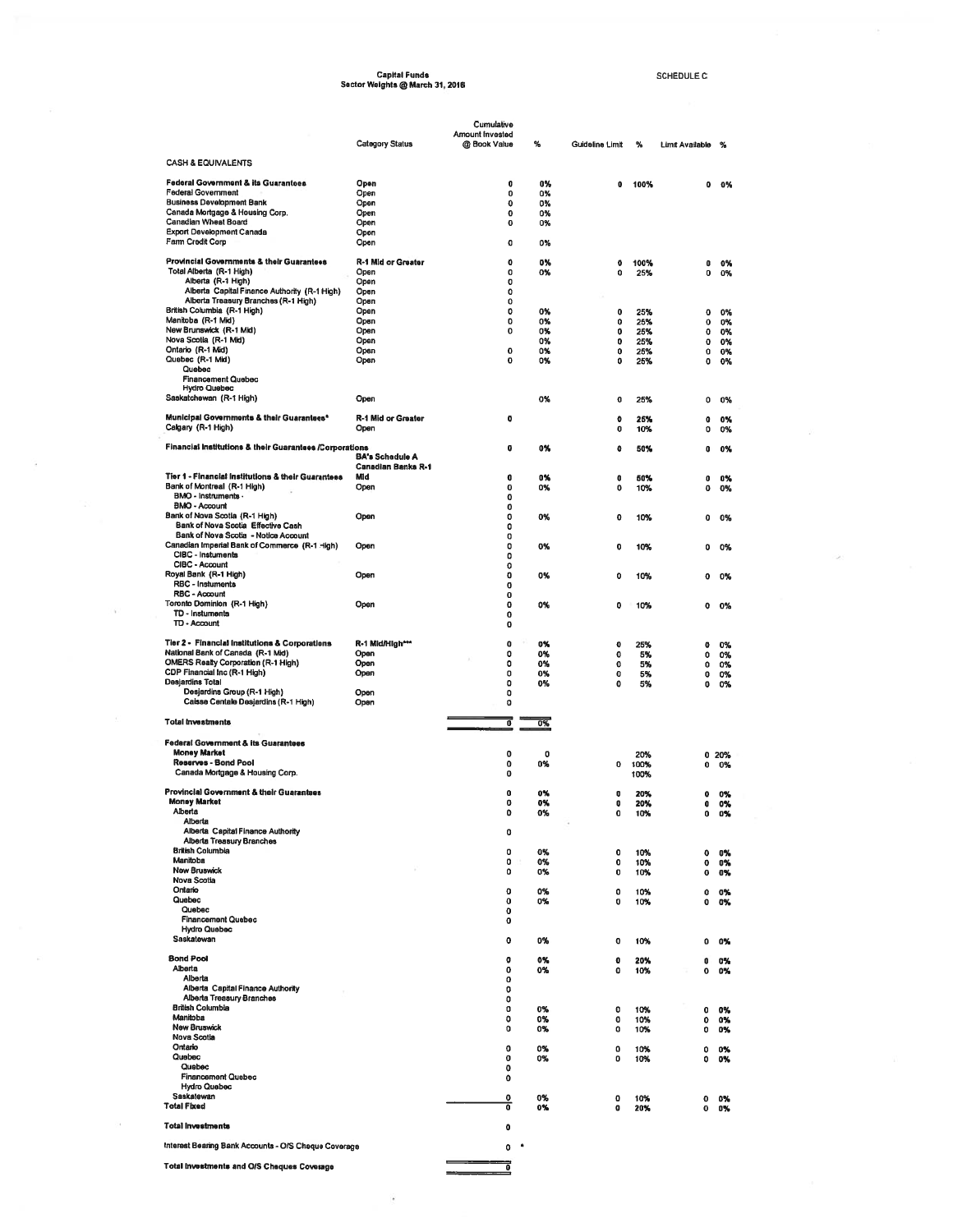# Capital Funds
## Sector Weights @ March 31, 2016

SCHEDULE C

| | Category Status | Cumulative Amount Invested @ Book Value | % | Guideline Limit | % | Limit Available | % |
|---|---|---|---|---|---|---|---|
| **CASH & EQUIVALENTS** | | | | | | | |
| **Federal Government & its Guarantees** | Open | 0 | 0% | 0 | 100% | 0 | 0% |
| Federal Government | Open | 0 | 0% | | | | |
| Business Development Bank | Open | 0 | 0% | | | | |
| Canada Mortgage & Housing Corp. | Open | 0 | 0% | | | | |
| Canadian Wheat Board | Open | 0 | 0% | | | | |
| Export Development Canada | Open | | | | | | |
| Farm Credit Corp | Open | 0 | 0% | | | | |
| **Provincial Governments & their Guarantees** | R-1 Mid or Greater | 0 | 0% | 0 | 100% | 0 | 0% |
| Total Alberta (R-1 High) | Open | 0 | 0% | 0 | 25% | 0 | 0% |
| Alberta (R-1 High) | Open | 0 | | | | | |
| Alberta Capital Finance Authority (R-1 High) | Open | 0 | | | | | |
| Alberta Treasury Branches (R-1 High) | Open | 0 | | | | | |
| British Columbia (R-1 High) | Open | 0 | 0% | 0 | 25% | 0 | 0% |
| Manitoba (R-1 Mid) | Open | 0 | 0% | 0 | 25% | 0 | 0% |
| New Brunswick (R-1 Mid) | Open | 0 | 0% | 0 | 25% | 0 | 0% |
| Nova Scotia (R-1 Mid) | Open | | 0% | 0 | 25% | 0 | 0% |
| Ontario (R-1 Mid) | Open | 0 | 0% | 0 | 25% | 0 | 0% |
| Quebec (R-1 Mid) | Open | 0 | 0% | 0 | 25% | 0 | 0% |
| Quebec | | | | | | | |
| Financement Quebec | | | | | | | |
| Hydro Quebec | | | | | | | |
| Saskatchewan (R-1 High) | Open | | 0% | 0 | 25% | 0 | 0% |
| **Municipal Governments & their Guarantees*** | R-1 Mid or Greater | 0 | | 0 | 25% | 0 | 0% |
| Calgary (R-1 High) | Open | | | 0 | 10% | 0 | 0% |
| **Financial Institutions & their Guarantees /Corporations** | BA's Schedule A Canadian Banks R-1 | 0 | 0% | 0 | 50% | 0 | 0% |
| **Tier 1 - Financial Institutions & their Guarantees** | Mid | 0 | 0% | 0 | 50% | 0 | 0% |
| Bank of Montreal (R-1 High) | Open | 0 | 0% | 0 | 10% | 0 | 0% |
| BMO - Instruments - | | 0 | | | | | |
| BMO - Account | | 0 | | | | | |
| Bank of Nova Scotia (R-1 High) | Open | 0 | 0% | 0 | 10% | 0 | 0% |
| Bank of Nova Scotia Effective Cash | | 0 | | | | | |
| Bank of Nova Scotia - Notice Account | | 0 | | | | | |
| Canadian Imperial Bank of Commerce (R-1 High) | Open | 0 | 0% | 0 | 10% | 0 | 0% |
| CIBC - Instuments | | 0 | | | | | |
| CIBC - Account | | 0 | | | | | |
| Royal Bank (R-1 High) | Open | 0 | 0% | 0 | 10% | 0 | 0% |
| RBC - Instuments | | 0 | | | | | |
| RBC - Account | | 0 | | | | | |
| Toronto Dominion (R-1 High) | Open | 0 | 0% | 0 | 10% | 0 | 0% |
| TD - Instuments | | 0 | | | | | |
| TD - Account | | 0 | | | | | |
| **Tier 2 - Financial Institutions & Corporations** | R-1 Mid/High*** | 0 | 0% | 0 | 25% | 0 | 0% |
| National Bank of Canada (R-1 Mid) | Open | 0 | 0% | 0 | 5% | 0 | 0% |
| OMERS Realty Corporation (R-1 High) | Open | 0 | 0% | 0 | 5% | 0 | 0% |
| CDP Financial Inc (R-1 High) | Open | 0 | 0% | 0 | 5% | 0 | 0% |
| Desjardins Total | | 0 | 0% | 0 | 5% | 0 | 0% |
| Desjardins Group (R-1 High) | Open | 0 | | | | | |
| Caisse Centale Desjardins (R-1 High) | Open | 0 | | | | | |
| **Total Investments** | | 0 | 0% | | | | |
| **Federal Government & its Guarantees** | | | | | | | |
| **Money Market** | | 0 | 0 | | 20% | 0 | 20% |
| **Reserves - Bond Pool** | | 0 | 0% | 0 | 100% | 0 | 0% |
| Canada Mortgage & Housing Corp. | | 0 | | | 100% | | |
| **Provincial Government & their Guarantees** | | 0 | 0% | 0 | 20% | 0 | 0% |
| **Money Market** | | 0 | 0% | 0 | 20% | 0 | 0% |
| Alberta | | 0 | 0% | 0 | 10% | 0 | 0% |
| Alberta | | | | | | | |
| Alberta Capital Finance Authority | | 0 | | | | | |
| Alberta Treasury Branches | | | | | | | |
| British Columbia | | 0 | 0% | 0 | 10% | 0 | 0% |
| Manitoba | | 0 | 0% | 0 | 10% | 0 | 0% |
| New Bruswick | | 0 | 0% | 0 | 10% | 0 | 0% |
| Nova Scotia | | | | | | | |
| Ontario | | 0 | 0% | 0 | 10% | 0 | 0% |
| Quebec | | 0 | 0% | 0 | 10% | 0 | 0% |
| Quebec | | 0 | | | | | |
| Financement Quebec | | 0 | | | | | |
| Hydro Quebec | | | | | | | |
| Saskatewan | | 0 | 0% | 0 | 10% | 0 | 0% |
| **Bond Pool** | | 0 | 0% | 0 | 20% | 0 | 0% |
| Alberta | | 0 | 0% | 0 | 10% | 0 | 0% |
| Alberta | | 0 | | | | | |
| Alberta Capital Finance Authority | | 0 | | | | | |
| Alberta Treasury Branches | | 0 | | | | | |
| British Columbia | | 0 | 0% | 0 | 10% | 0 | 0% |
| Manitoba | | 0 | 0% | 0 | 10% | 0 | 0% |
| New Bruswick | | 0 | 0% | 0 | 10% | 0 | 0% |
| Nova Scotia | | | | | | | |
| Ontario | | 0 | 0% | 0 | 10% | 0 | 0% |
| Quebec | | 0 | 0% | 0 | 10% | 0 | 0% |
| Quebec | | 0 | | | | | |
| Financement Quebec | | 0 | | | | | |
| Hydro Quebec | | | | | | | |
| Saskatewan | | 0 | 0% | 0 | 10% | 0 | 0% |
| **Total Fixed** | | 0 | 0% | 0 | 20% | 0 | 0% |
| **Total Investments** | | 0 | | | | | |
| Interest Bearing Bank Accounts - O/S Cheque Coverage | | 0 * | | | | | |
| **Total Investments and O/S Cheques Coverage** | | 0 | | | | | |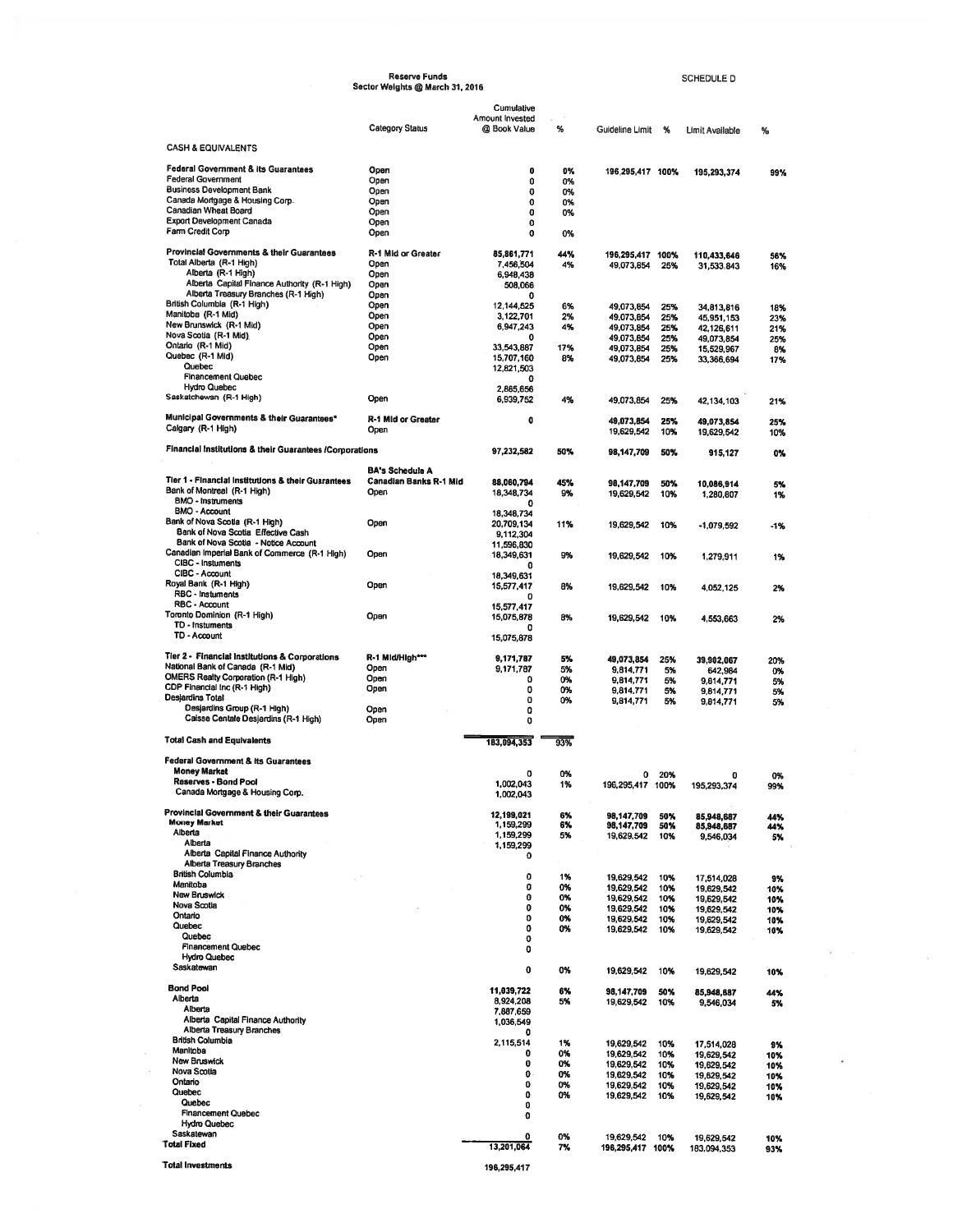# Reserve Funds
## Sector Weights @ March 31, 2016

SCHEDULE D

| | Category Status | Cumulative Amount Invested @ Book Value | % | Guideline Limit | % | Limit Available | % |
|---|---|---|---|---|---|---|---|
| **CASH & EQUIVALENTS** | | | | | | | |
| **Federal Government & its Guarantees** | Open | 0 | 0% | 196,295,417 | 100% | 195,293,374 | 99% |
| Federal Government | Open | 0 | 0% | | | | |
| Business Development Bank | Open | 0 | 0% | | | | |
| Canada Mortgage & Housing Corp. | Open | 0 | 0% | | | | |
| Canadian Wheat Board | Open | 0 | 0% | | | | |
| Export Development Canada | Open | 0 | | | | | |
| Farm Credit Corp | Open | 0 | 0% | | | | |
| **Provincial Governments & their Guarantees** | R-1 Mid or Greater | 85,861,771 | 44% | 196,295,417 | 100% | 110,433,646 | 56% |
| Total Alberta (R-1 High) | Open | 7,456,504 | 4% | 49,073,854 | 25% | 31,533,843 | 16% |
| Alberta (R-1 High) | Open | 6,948,438 | | | | | |
| Alberta Capital Finance Authority (R-1 High) | Open | 508,066 | | | | | |
| Alberta Treasury Branches (R-1 High) | Open | 0 | | | | | |
| British Columbia (R-1 High) | Open | 12,144,525 | 6% | 49,073,854 | 25% | 34,813,816 | 18% |
| Manitoba (R-1 Mid) | Open | 3,122,701 | 2% | 49,073,854 | 25% | 45,951,153 | 23% |
| New Brunswick (R-1 Mid) | Open | 6,947,243 | 4% | 49,073,854 | 25% | 42,126,611 | 21% |
| Nova Scotia (R-1 Mid) | Open | 0 | | 49,073,854 | 25% | 49,073,854 | 25% |
| Ontario (R-1 Mid) | Open | 33,543,887 | 17% | 49,073,854 | 25% | 15,529,967 | 8% |
| Quebec (R-1 Mid) | Open | 15,707,160 | 8% | 49,073,854 | 25% | 33,366,694 | 17% |
| Quebec | | 12,821,503 | | | | | |
| Financement Quebec | | 0 | | | | | |
| Hydro Quebec | | 2,885,656 | | | | | |
| Saskatchewan (R-1 High) | Open | 6,939,752 | 4% | 49,073,854 | 25% | 42,134,103 | 21% |
| **Municipal Governments & their Guarantees*** | R-1 Mid or Greater | 0 | | 49,073,854 | 25% | 49,073,854 | 25% |
| Calgary (R-1 High) | Open | | | 19,629,542 | 10% | 19,629,542 | 10% |
| **Financial Institutions & their Guarantees /Corporations** | | 97,232,582 | 50% | 98,147,709 | 50% | 915,127 | 0% |
| | BA's Schedule A | | | | | | |
| **Tier 1 - Financial Institutions & their Guarantees** | Canadian Banks R-1 Mid | 88,060,794 | 45% | 98,147,709 | 50% | 10,086,914 | 5% |
| Bank of Montreal (R-1 High) | Open | 18,348,734 | 9% | 19,629,542 | 10% | 1,280,807 | 1% |
| BMO - Instruments | | 0 | | | | | |
| BMO - Account | | 18,348,734 | | | | | |
| Bank of Nova Scotia (R-1 High) | Open | 20,709,134 | 11% | 19,629,542 | 10% | -1,079,592 | -1% |
| Bank of Nova Scotia Effective Cash | | 9,112,304 | | | | | |
| Bank of Nova Scotia - Notice Account | | 11,596,830 | | | | | |
| Canadian Imperial Bank of Commerce (R-1 High) | Open | 18,349,631 | 9% | 19,629,542 | 10% | 1,279,911 | 1% |
| CIBC - Instuments | | 0 | | | | | |
| CIBC - Account | | 18,349,631 | | | | | |
| Royal Bank (R-1 High) | Open | 15,577,417 | 8% | 19,629,542 | 10% | 4,052,125 | 2% |
| RBC - Instuments | | 0 | | | | | |
| RBC - Account | | 15,577,417 | | | | | |
| Toronto Dominion (R-1 High) | Open | 15,075,878 | 8% | 19,629,542 | 10% | 4,553,663 | 2% |
| TD - Instuments | | 0 | | | | | |
| TD - Account | | 15,075,878 | | | | | |
| **Tier 2 - Financial Institutions & Corporations** | R-1 Mid/High*** | 9,171,787 | 5% | 49,073,854 | 25% | 39,902,067 | 20% |
| National Bank of Canada (R-1 Mid) | Open | 9,171,787 | 5% | 9,814,771 | 5% | 642,984 | 0% |
| OMERS Realty Corporation (R-1 High) | Open | 0 | 0% | 9,814,771 | 5% | 9,814,771 | 5% |
| CDP Financial Inc (R-1 High) | Open | 0 | 0% | 9,814,771 | 5% | 9,814,771 | 5% |
| Desjardins Total | | 0 | 0% | 9,814,771 | 5% | 9,814,771 | 5% |
| Desjardins Group (R-1 High) | Open | 0 | | | | | |
| Caisse Centale Desjardins (R-1 High) | Open | 0 | | | | | |
| **Total Cash and Equivalents** | | 183,094,353 | 93% | | | | |
| **Federal Government & its Guarantees** | | | | | | | |
| **Money Market** | | 0 | 0% | 0 | 20% | 0 | 0% |
| **Reserves - Bond Pool** | | 1,002,043 | 1% | 196,295,417 | 100% | 195,293,374 | 99% |
| Canada Mortgage & Housing Corp. | | 1,002,043 | | | | | |
| **Provincial Government & their Guarantees** | | 12,199,021 | 6% | 98,147,709 | 50% | 85,948,687 | 44% |
| **Money Market** | | 1,159,299 | 6% | 98,147,709 | 50% | 85,948,687 | 44% |
| Alberta | | 1,159,299 | 5% | 19,629,542 | 10% | 9,546,034 | 5% |
| Alberta | | 1,159,299 | | | | | |
| Alberta Capital Finance Authority | | 0 | | | | | |
| Alberta Treasury Branches | | | | | | | |
| British Columbia | | 0 | 1% | 19,629,542 | 10% | 17,514,028 | 9% |
| Manitoba | | 0 | 0% | 19,629,542 | 10% | 19,629,542 | 10% |
| New Bruswick | | 0 | 0% | 19,629,542 | 10% | 19,629,542 | 10% |
| Nova Scotia | | 0 | 0% | 19,629,542 | 10% | 19,629,542 | 10% |
| Ontario | | 0 | 0% | 19,629,542 | 10% | 19,629,542 | 10% |
| Quebec | | 0 | 0% | 19,629,542 | 10% | 19,629,542 | 10% |
| Quebec | | 0 | | | | | |
| Financement Quebec | | 0 | | | | | |
| Hydro Quebec | | | | | | | |
| Saskatewan | | 0 | 0% | 19,629,542 | 10% | 19,629,542 | 10% |
| **Bond Pool** | | 11,039,722 | 6% | 98,147,709 | 50% | 85,948,687 | 44% |
| Alberta | | 8,924,208 | 5% | 19,629,542 | 10% | 9,546,034 | 5% |
| Alberta | | 7,887,659 | | | | | |
| Alberta Capital Finance Authority | | 1,036,549 | | | | | |
| Alberta Treasury Branches | | 0 | | | | | |
| British Columbia | | 2,115,514 | 1% | 19,629,542 | 10% | 17,514,028 | 9% |
| Manitoba | | 0 | 0% | 19,629,542 | 10% | 19,629,542 | 10% |
| New Bruswick | | 0 | 0% | 19,629,542 | 10% | 19,629,542 | 10% |
| Nova Scotia | | 0 | 0% | 19,629,542 | 10% | 19,629,542 | 10% |
| Ontario | | 0 | 0% | 19,629,542 | 10% | 19,629,542 | 10% |
| Quebec | | 0 | 0% | 19,629,542 | 10% | 19,629,542 | 10% |
| Quebec | | 0 | | | | | |
| Financement Quebec | | 0 | | | | | |
| Hydro Quebec | | | | | | | |
| Saskatewan | | 0 | 0% | 19,629,542 | 10% | 19,629,542 | 10% |
| **Total Fixed** | | 13,201,064 | 7% | 196,295,417 | 100% | 183,094,353 | 93% |
| **Total Investments** | | 196,295,417 | | | | | |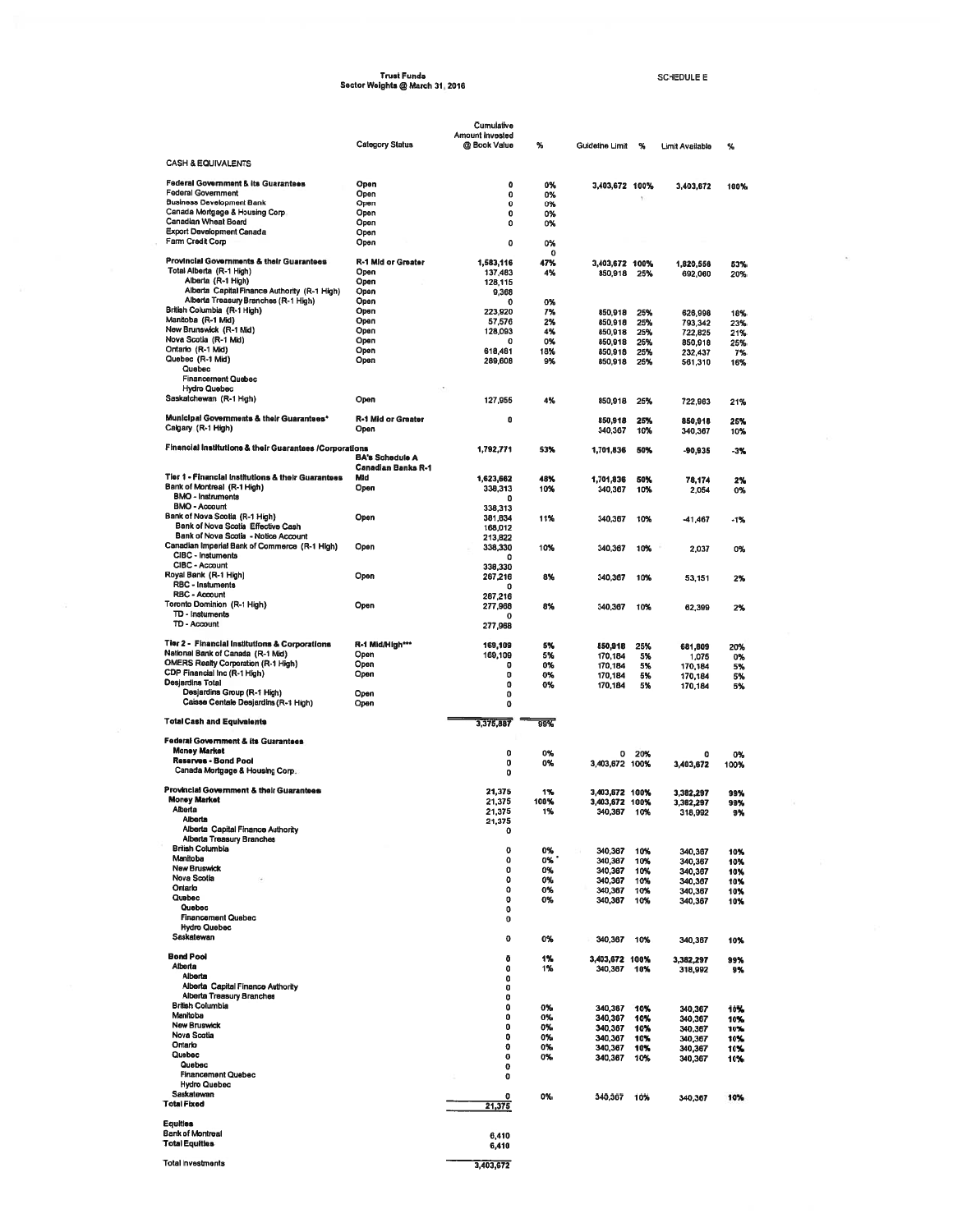# Trust Funds
## Sector Weights @ March 31, 2016

SCHEDULE E

| | Category Status | Cumulative Amount Invested @ Book Value | % | Guideline Limit | % | Limit Available | % |
|---|---|---|---|---|---|---|---|
| **CASH & EQUIVALENTS** | | | | | | | |
| **Federal Government & its Guarantees** | Open | 0 | 0% | 3,403,672 | 100% | 3,403,672 | 100% |
| Federal Government | Open | 0 | 0% | | | | |
| Business Development Bank | Open | 0 | 0% | | | | |
| Canada Mortgage & Housing Corp | Open | 0 | 0% | | | | |
| Canadian Wheat Board | Open | 0 | 0% | | | | |
| Export Development Canada | Open | | | | | | |
| Farm Credit Corp | Open | 0 | 0% | | | | |
| | | | 0 | | | | |
| **Provincial Governments & their Guarantees** | R-1 Mid or Greater | 1,583,116 | 47% | 3,403,672 | 100% | 1,820,556 | 53% |
| Total Alberta (R-1 High) | Open | 137,483 | 4% | 850,918 | 25% | 692,060 | 20% |
| Alberta (R-1 High) | Open | 128,115 | | | | | |
| Alberta Capital Finance Authority (R-1 High) | Open | 9,368 | | | | | |
| Alberta Treasury Branches (R-1 High) | Open | 0 | 0% | | | | |
| British Columbia (R-1 High) | Open | 223,920 | 7% | 850,918 | 25% | 626,998 | 18% |
| Manitoba (R-1 Mid) | Open | 57,576 | 2% | 850,918 | 25% | 793,342 | 23% |
| New Brunswick (R-1 Mid) | Open | 128,093 | 4% | 850,918 | 25% | 722,825 | 21% |
| Nova Scotia (R-1 Mid) | Open | 0 | 0% | 850,918 | 25% | 850,918 | 25% |
| Ontario (R-1 Mid) | Open | 618,481 | 18% | 850,918 | 25% | 232,437 | 7% |
| Quebec (R-1 Mid) | Open | 289,608 | 9% | 850,918 | 25% | 561,310 | 16% |
| Quebec | | | | | | | |
| Financement Quebec | | | | | | | |
| Hydro Quebec | | | | | | | |
| Saskatchewan (R-1 High) | Open | 127,955 | 4% | 850,918 | 25% | 722,963 | 21% |
| **Municipal Governments & their Guarantees*** | R-1 Mid or Greater | 0 | | 850,918 | 25% | 850,918 | 25% |
| Calgary (R-1 High) | Open | | | 340,367 | 10% | 340,367 | 10% |
| **Financial Institutions & their Guarantees /Corporations** | BA's Schedule A Canadian Banks R-1 | 1,792,771 | 53% | 1,701,836 | 50% | -90,935 | -3% |
| **Tier 1 - Financial Institutions & their Guarantees** | Mid | 1,623,662 | 48% | 1,701,836 | 50% | 78,174 | 2% |
| Bank of Montreal (R-1 High) | Open | 338,313 | 10% | 340,367 | 10% | 2,054 | 0% |
| BMO - Instruments | | 0 | | | | | |
| BMO - Account | | 338,313 | | | | | |
| Bank of Nova Scotia (R-1 High) | Open | 381,834 | 11% | 340,367 | 10% | -41,467 | -1% |
| Bank of Nova Scotia Effective Cash | | 168,012 | | | | | |
| Bank of Nova Scotia - Notice Account | | 213,822 | | | | | |
| Canadian Imperial Bank of Commerce (R-1 High) | Open | 338,330 | 10% | 340,367 | 10% | 2,037 | 0% |
| CIBC - Instuments | | 0 | | | | | |
| CIBC - Account | | 338,330 | | | | | |
| Royal Bank (R-1 High) | Open | 287,216 | 8% | 340,367 | 10% | 53,151 | 2% |
| RBC - Instuments | | 0 | | | | | |
| RBC - Account | | 287,216 | | | | | |
| Toronto Dominion (R-1 High) | Open | 277,968 | 8% | 340,367 | 10% | 62,399 | 2% |
| TD - Instruments | | 0 | | | | | |
| TD - Account | | 277,968 | | | | | |
| **Tier 2 - Financial Institutions & Corporations** | R-1 Mid/High*** | 169,109 | 5% | 850,918 | 25% | 681,809 | 20% |
| National Bank of Canada (R-1 Mid) | Open | 169,109 | 5% | 170,184 | 5% | 1,075 | 0% |
| OMERS Realty Corporation (R-1 High) | Open | 0 | 0% | 170,184 | 5% | 170,184 | 5% |
| CDP Financial Inc (R-1 High) | Open | 0 | 0% | 170,184 | 5% | 170,184 | 5% |
| Desjardins Total | | 0 | 0% | 170,184 | 5% | 170,184 | 5% |
| Desjardins Group (R-1 High) | Open | 0 | | | | | |
| Caisse Centale Desjardins (R-1 High) | Open | 0 | | | | | |
| **Total Cash and Equivalents** | | 3,375,887 | 99% | | | | |
| **Federal Government & its Guarantees** | | | | | | | |
| **Money Market** | | 0 | 0% | 0 | 20% | 0 | 0% |
| **Reserves - Bond Pool** | | 0 | 0% | 3,403,672 | 100% | 3,403,672 | 100% |
| Canada Mortgage & Housing Corp. | | 0 | | | | | |
| **Provincial Government & their Guarantees** | | 21,375 | 1% | 3,403,672 | 100% | 3,382,297 | 99% |
| **Money Market** | | 21,375 | 100% | 3,403,672 | 100% | 3,382,297 | 99% |
| Alberta | | 21,375 | 1% | 340,367 | 10% | 318,992 | 9% |
| Alberta | | 21,375 | | | | | |
| Alberta Capital Finance Authority | | 0 | | | | | |
| Alberta Treasury Branches | | | | | | | |
| British Columbia | | 0 | 0% | 340,367 | 10% | 340,367 | 10% |
| Manitoba | | 0 | 0% | 340,367 | 10% | 340,367 | 10% |
| New Bruswick | | 0 | 0% | 340,367 | 10% | 340,367 | 10% |
| Nova Scotia | | 0 | 0% | 340,367 | 10% | 340,367 | 10% |
| Ontario | | 0 | 0% | 340,367 | 10% | 340,367 | 10% |
| Quebec | | 0 | 0% | 340,367 | 10% | 340,367 | 10% |
| Quebec | | 0 | | | | | |
| Financement Quebec | | 0 | | | | | |
| Hydro Quebec | | | | | | | |
| Saskatewan | | 0 | 0% | 340,367 | 10% | 340,367 | 10% |
| **Bond Pool** | | 0 | 1% | 3,403,672 | 100% | 3,382,297 | 99% |
| Alberta | | 0 | 1% | 340,367 | 10% | 318,992 | 9% |
| Alberta | | 0 | | | | | |
| Alberta Capital Finance Authority | | 0 | | | | | |
| Alberta Treasury Branches | | 0 | | | | | |
| British Columbia | | 0 | 0% | 340,367 | 10% | 340,367 | 10% |
| Manitoba | | 0 | 0% | 340,367 | 10% | 340,367 | 10% |
| New Bruswick | | 0 | 0% | 340,367 | 10% | 340,367 | 10% |
| Nova Scotia | | 0 | 0% | 340,367 | 10% | 340,367 | 10% |
| Ontario | | 0 | 0% | 340,367 | 10% | 340,367 | 10% |
| Quebec | | 0 | 0% | 340,367 | 10% | 340,367 | 10% |
| Quebec | | 0 | | | | | |
| Financement Quebec | | 0 | | | | | |
| Hydro Quebec | | | | | | | |
| Saskatewan | | 0 | 0% | 340,367 | 10% | 340,367 | 10% |
| **Total Fixed** | | 21,375 | | | | | |
| **Equities** | | | | | | | |
| Bank of Montreal | | 6,410 | | | | | |
| **Total Equities** | | 6,410 | | | | | |
| Total Investments | | 3,403,672 | | | | | |